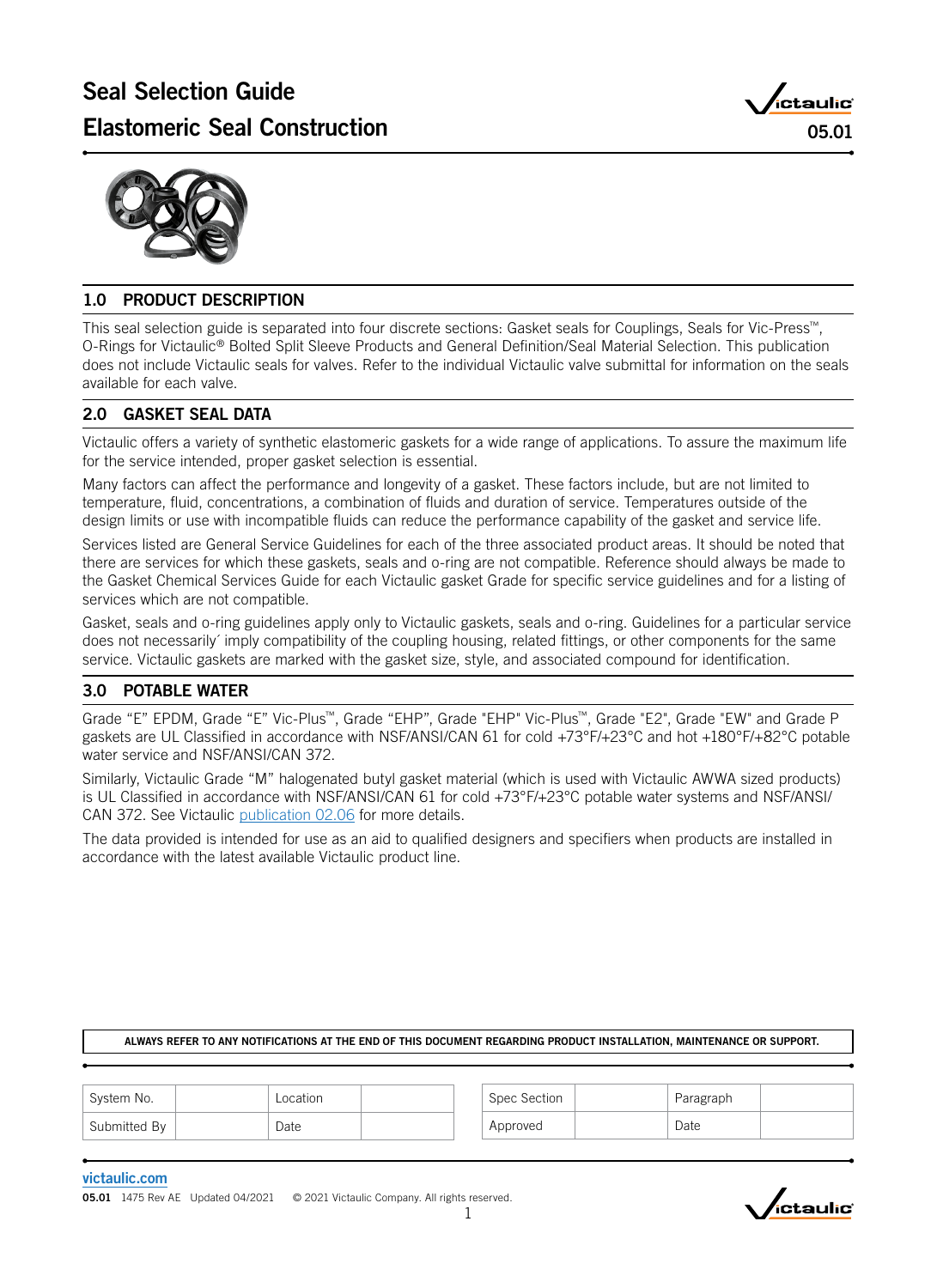# Seal Selection Guide

# Elastomeric Seal Construction

05.01

## 1.0 PRODUCT DESCRIPTION

This seal selection guide is separated into four discrete sections: Gasket seals for Couplings, Seals for Vic-Press™, O-Rings for Victaulic® Bolted Split Sleeve Products and General Definition/Seal Material Selection. This publication does not include Victaulic seals for valves. Refer to the individual Victaulic valve submittal for information on the seals available for each valve.

## 2.0 GASKET SEAL DATA

Victaulic offers a variety of synthetic elastomeric gaskets for a wide range of applications. To assure the maximum life for the service intended, proper gasket selection is essential.

Many factors can affect the performance and longevity of a gasket. These factors include, but are not limited to temperature, fluid, concentrations, a combination of fluids and duration of service. Temperatures outside of the design limits or use with incompatible fluids can reduce the performance capability of the gasket and service life.

Services listed are General Service Guidelines for each of the three associated product areas. It should be noted that there are services for which these gaskets, seals and o-ring are not compatible. Reference should always be made to the Gasket Chemical Services Guide for each Victaulic gasket Grade for specific service guidelines and for a listing of services which are not compatible.

Gasket, seals and o-ring guidelines apply only to Victaulic gaskets, seals and o-ring. Guidelines for a particular service does not necessarily´ imply compatibility of the coupling housing, related fittings, or other components for the same service. Victaulic gaskets are marked with the gasket size, style, and associated compound for identification.

## 3.0 POTABLE WATER

Grade "E" EPDM, Grade "E" Vic-Plus™, Grade "EHP", Grade "EHP" Vic-Plus™, Grade "E2", Grade "EW" and Grade P gaskets are UL Classified in accordance with NSF/ANSI/CAN 61 for cold +73°F/+23°C and hot +180°F/+82°C potable water service and NSF/ANSI/CAN 372.

Similarly, Victaulic Grade "M" halogenated butyl gasket material (which is used with Victaulic AWWA sized products) is UL Classified in accordance with NSF/ANSI/CAN 61 for cold +73°F/+23°C potable water systems and NSF/ANSI/CAN 372. See Victaulic publication 02.06 for more details.

The data provided is intended for use as an aid to qualified designers and specifiers when products are installed in accordance with the latest available Victaulic product line.

**ALWAYS REFER TO ANY NOTIFICATIONS AT THE END OF THIS DOCUMENT REGARDING PRODUCT INSTALLATION, MAINTENANCE OR SUPPORT.**

| System No. | | Location | |
|---|---|---|---|
| Submitted By | | Date | |

| Spec Section | | Paragraph | |
|---|---|---|---|
| Approved | | Date | |

victaulic.com

05.01 1475 Rev AE Updated 04/2021 © 2021 Victaulic Company. All rights reserved.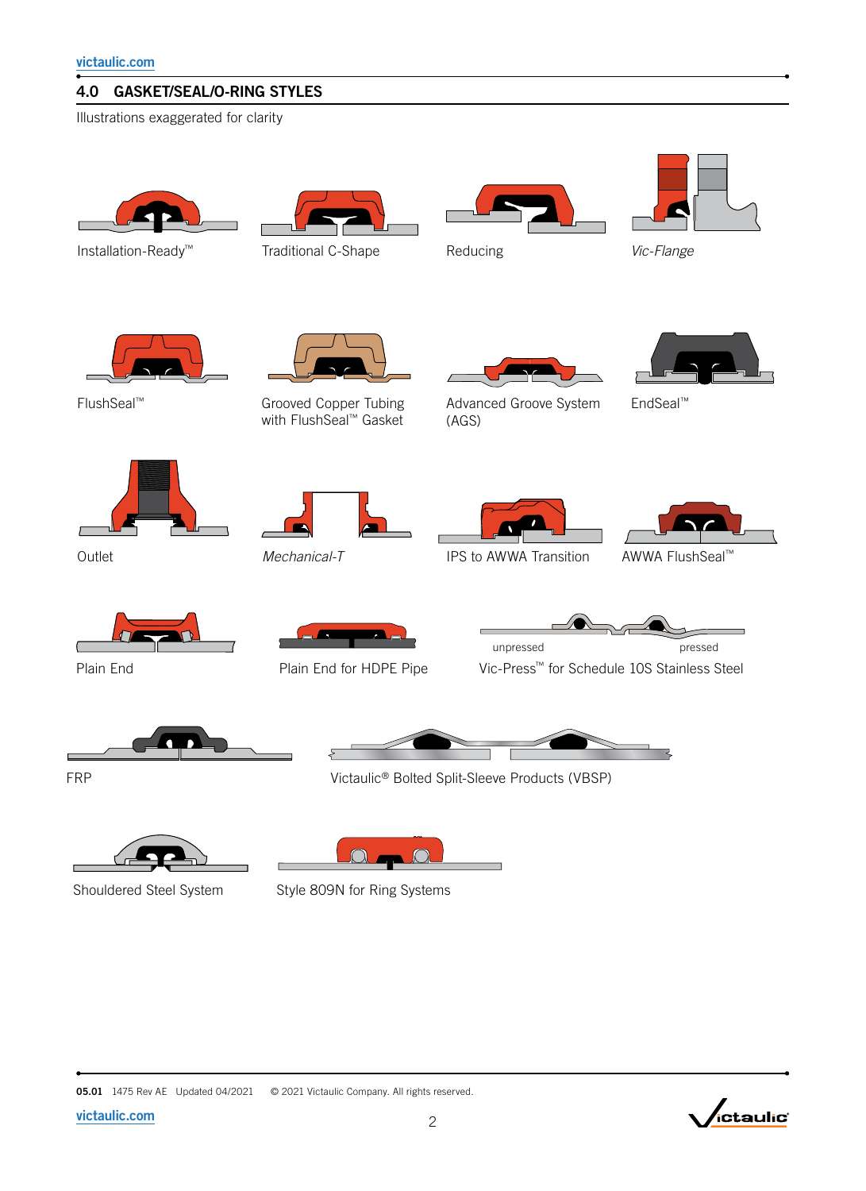## 4.0 GASKET/SEAL/O-RING STYLES

Illustrations exaggerated for clarity

Installation-Ready™

Traditional C-Shape

Reducing

*Vic-Flange*

FlushSeal™

Grooved Copper Tubing with FlushSeal™ Gasket

Advanced Groove System (AGS)

EndSeal™

Outlet

*Mechanical-T*

IPS to AWWA Transition

AWWA FlushSeal™

Plain End

Plain End for HDPE Pipe

unpressed

pressed

Vic-Press™ for Schedule 10S Stainless Steel

FRP

Victaulic® Bolted Split-Sleeve Products (VBSP)

Shouldered Steel System

Style 809N for Ring Systems

05.01 1475 Rev AE Updated 04/2021 © 2021 Victaulic Company. All rights reserved.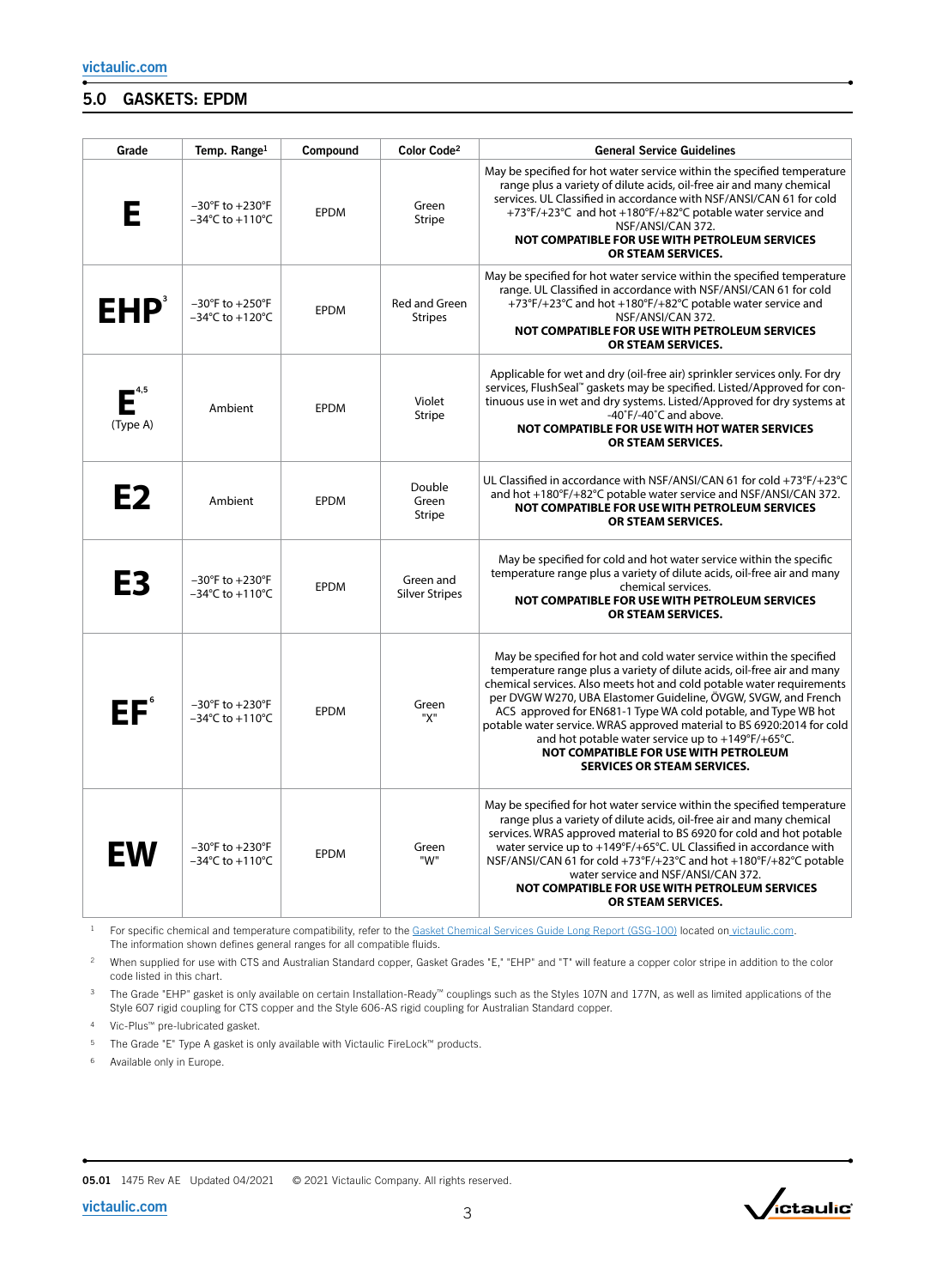## 5.0 GASKETS: EPDM

| Grade | Temp. Range[1] | Compound | Color Code[2] | General Service Guidelines |
|---|---|---|---|---|
| **E** | −30°F to +230°F<br>−34°C to +110°C | EPDM | Green Stripe | May be specified for hot water service within the specified temperature range plus a variety of dilute acids, oil-free air and many chemical services. UL Classified in accordance with NSF/ANSI/CAN 61 for cold +73°F/+23°C and hot +180°F/+82°C potable water service and NSF/ANSI/CAN 372.<br>**NOT COMPATIBLE FOR USE WITH PETROLEUM SERVICES OR STEAM SERVICES.** |
| **EHP**[3] | −30°F to +250°F<br>−34°C to +120°C | EPDM | Red and Green Stripes | May be specified for hot water service within the specified temperature range. UL Classified in accordance with NSF/ANSI/CAN 61 for cold +73°F/+23°C and hot +180°F/+82°C potable water service and NSF/ANSI/CAN 372.<br>**NOT COMPATIBLE FOR USE WITH PETROLEUM SERVICES OR STEAM SERVICES.** |
| **E**[4,5]<br>(Type A) | Ambient | EPDM | Violet Stripe | Applicable for wet and dry (oil-free air) sprinkler services only. For dry services, FlushSeal™ gaskets may be specified. Listed/Approved for continuous use in wet and dry systems. Listed/Approved for dry systems at -40˚F/-40˚C and above.<br>**NOT COMPATIBLE FOR USE WITH HOT WATER SERVICES OR STEAM SERVICES.** |
| **E2** | Ambient | EPDM | Double Green Stripe | UL Classified in accordance with NSF/ANSI/CAN 61 for cold +73°F/+23°C and hot +180°F/+82°C potable water service and NSF/ANSI/CAN 372.<br>**NOT COMPATIBLE FOR USE WITH PETROLEUM SERVICES OR STEAM SERVICES.** |
| **E3** | −30°F to +230°F<br>−34°C to +110°C | EPDM | Green and Silver Stripes | May be specified for cold and hot water service within the specific temperature range plus a variety of dilute acids, oil-free air and many chemical services.<br>**NOT COMPATIBLE FOR USE WITH PETROLEUM SERVICES OR STEAM SERVICES.** |
| **EF**[6] | −30°F to +230°F<br>−34°C to +110°C | EPDM | Green "X" | May be specified for hot and cold water service within the specified temperature range plus a variety of dilute acids, oil-free air and many chemical services. Also meets hot and cold potable water requirements per DVGW W270, UBA Elastomer Guideline, ÖVGW, SVGW, and French ACS approved for EN681-1 Type WA cold potable, and Type WB hot potable water service. WRAS approved material to BS 6920:2014 for cold and hot potable water service up to +149°F/+65°C.<br>**NOT COMPATIBLE FOR USE WITH PETROLEUM SERVICES OR STEAM SERVICES.** |
| **EW** | −30°F to +230°F<br>−34°C to +110°C | EPDM | Green "W" | May be specified for hot water service within the specified temperature range plus a variety of dilute acids, oil-free air and many chemical services. WRAS approved material to BS 6920 for cold and hot potable water service up to +149°F/+65°C. UL Classified in accordance with NSF/ANSI/CAN 61 for cold +73°F/+23°C and hot +180°F/+82°C potable water service and NSF/ANSI/CAN 372.<br>**NOT COMPATIBLE FOR USE WITH PETROLEUM SERVICES OR STEAM SERVICES.** |

1 For specific chemical and temperature compatibility, refer to the Gasket Chemical Services Guide Long Report (GSG-100) located on victaulic.com. The information shown defines general ranges for all compatible fluids.

2 When supplied for use with CTS and Australian Standard copper, Gasket Grades "E," "EHP" and "T" will feature a copper color stripe in addition to the color code listed in this chart.

3 The Grade "EHP" gasket is only available on certain Installation-Ready™ couplings such as the Styles 107N and 177N, as well as limited applications of the Style 607 rigid coupling for CTS copper and the Style 606-AS rigid coupling for Australian Standard copper.

4 Vic-Plus™ pre-lubricated gasket.

5 The Grade "E" Type A gasket is only available with Victaulic FireLock™ products.

6 Available only in Europe.

05.01 1475 Rev AE Updated 04/2021 © 2021 Victaulic Company. All rights reserved.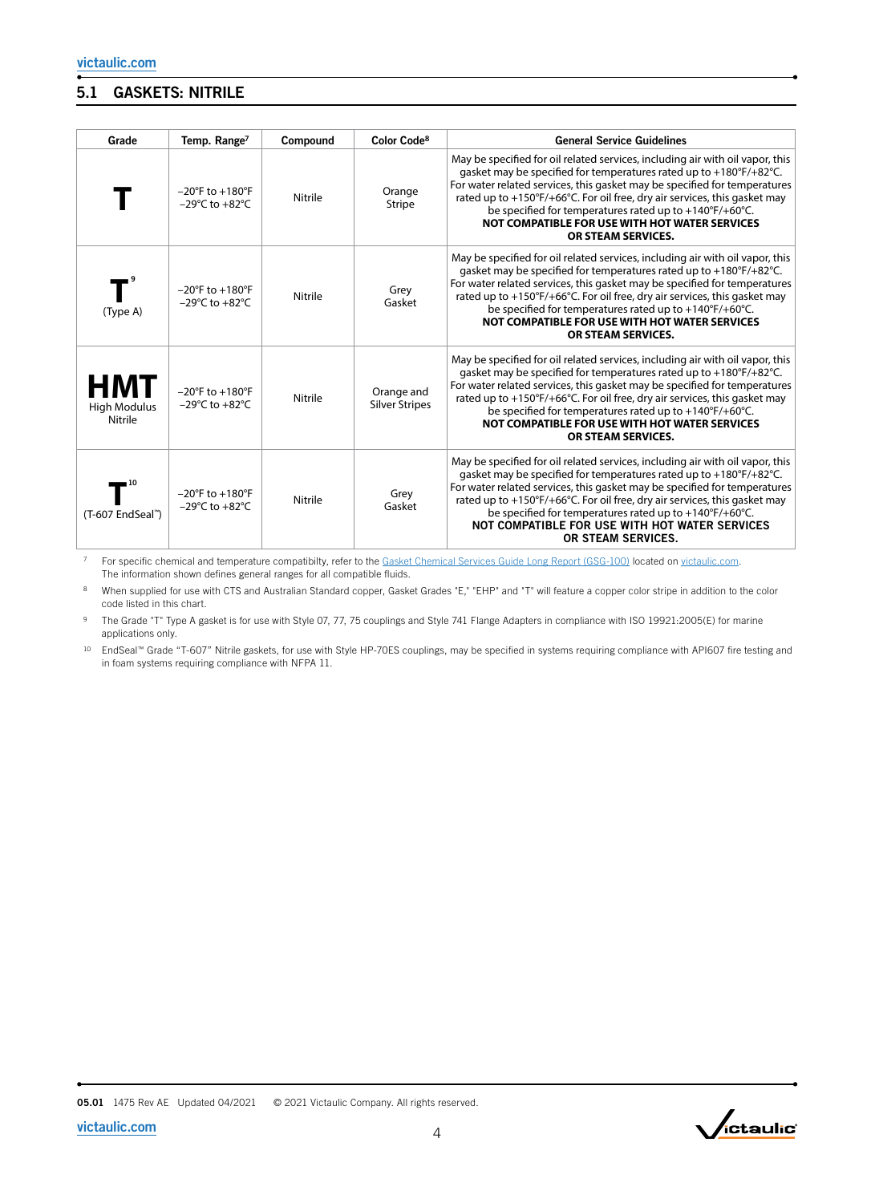## 5.1 GASKETS: NITRILE

| Grade | Temp. Range[7] | Compound | Color Code[8] | General Service Guidelines |
|---|---|---|---|---|
| **T** | −20°F to +180°F<br>−29°C to +82°C | Nitrile | Orange Stripe | May be specified for oil related services, including air with oil vapor, this gasket may be specified for temperatures rated up to +180°F/+82°C. For water related services, this gasket may be specified for temperatures rated up to +150°F/+66°C. For oil free, dry air services, this gasket may be specified for temperatures rated up to +140°F/+60°C. **NOT COMPATIBLE FOR USE WITH HOT WATER SERVICES OR STEAM SERVICES.** |
| **T**[9]<br>(Type A) | −20°F to +180°F<br>−29°C to +82°C | Nitrile | Grey Gasket | May be specified for oil related services, including air with oil vapor, this gasket may be specified for temperatures rated up to +180°F/+82°C. For water related services, this gasket may be specified for temperatures rated up to +150°F/+66°C. For oil free, dry air services, this gasket may be specified for temperatures rated up to +140°F/+60°C. **NOT COMPATIBLE FOR USE WITH HOT WATER SERVICES OR STEAM SERVICES.** |
| **HMT**<br>High Modulus Nitrile | −20°F to +180°F<br>−29°C to +82°C | Nitrile | Orange and Silver Stripes | May be specified for oil related services, including air with oil vapor, this gasket may be specified for temperatures rated up to +180°F/+82°C. For water related services, this gasket may be specified for temperatures rated up to +150°F/+66°C. For oil free, dry air services, this gasket may be specified for temperatures rated up to +140°F/+60°C. **NOT COMPATIBLE FOR USE WITH HOT WATER SERVICES OR STEAM SERVICES.** |
| **T**[10]<br>(T-607 EndSeal™) | −20°F to +180°F<br>−29°C to +82°C | Nitrile | Grey Gasket | May be specified for oil related services, including air with oil vapor, this gasket may be specified for temperatures rated up to +180°F/+82°C. For water related services, this gasket may be specified for temperatures rated up to +150°F/+66°C. For oil free, dry air services, this gasket may be specified for temperatures rated up to +140°F/+60°C. **NOT COMPATIBLE FOR USE WITH HOT WATER SERVICES OR STEAM SERVICES.** |

[7] For specific chemical and temperature compatibilty, refer to the Gasket Chemical Services Guide Long Report (GSG-100) located on victaulic.com. The information shown defines general ranges for all compatible fluids.

[8] When supplied for use with CTS and Australian Standard copper, Gasket Grades "E," "EHP" and "T" will feature a copper color stripe in addition to the color code listed in this chart.

[9] The Grade "T" Type A gasket is for use with Style 07, 77, 75 couplings and Style 741 Flange Adapters in compliance with ISO 19921:2005(E) for marine applications only.

[10] EndSeal™ Grade "T-607" Nitrile gaskets, for use with Style HP-70ES couplings, may be specified in systems requiring compliance with API607 fire testing and in foam systems requiring compliance with NFPA 11.

05.01 1475 Rev AE Updated 04/2021 © 2021 Victaulic Company. All rights reserved.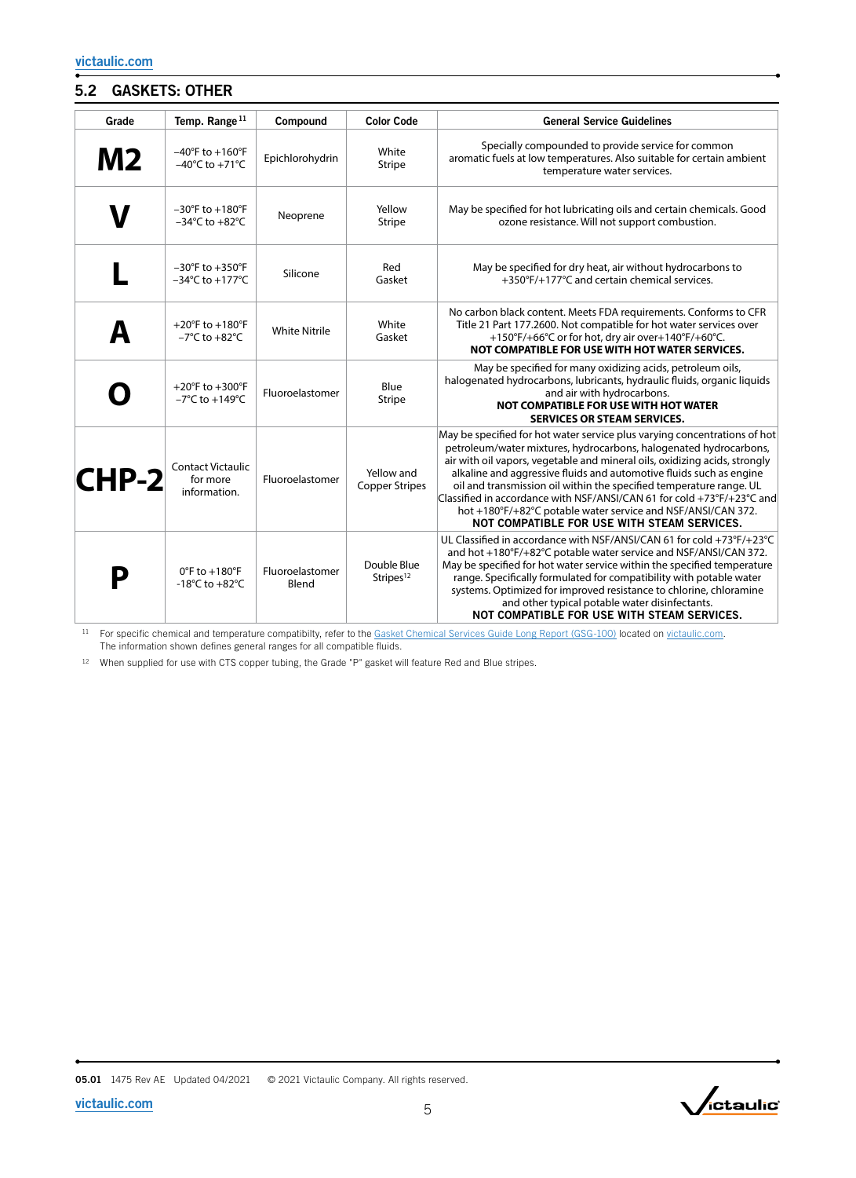## 5.2 GASKETS: OTHER

| Grade | Temp. Range [11] | Compound | Color Code | General Service Guidelines |
|---|---|---|---|---|
| **M2** | −40°F to +160°F<br>−40°C to +71°C | Epichlorohydrin | White Stripe | Specially compounded to provide service for common aromatic fuels at low temperatures. Also suitable for certain ambient temperature water services. |
| **V** | −30°F to +180°F<br>−34°C to +82°C | Neoprene | Yellow Stripe | May be specified for hot lubricating oils and certain chemicals. Good ozone resistance. Will not support combustion. |
| **L** | −30°F to +350°F<br>−34°C to +177°C | Silicone | Red Gasket | May be specified for dry heat, air without hydrocarbons to +350°F/+177°C and certain chemical services. |
| **A** | +20°F to +180°F<br>−7°C to +82°C | White Nitrile | White Gasket | No carbon black content. Meets FDA requirements. Conforms to CFR Title 21 Part 177.2600. Not compatible for hot water services over +150°F/+66°C or for hot, dry air over+140°F/+60°C. **NOT COMPATIBLE FOR USE WITH HOT WATER SERVICES.** |
| **O** | +20°F to +300°F<br>−7°C to +149°C | Fluoroelastomer | Blue Stripe | May be specified for many oxidizing acids, petroleum oils, halogenated hydrocarbons, lubricants, hydraulic fluids, organic liquids and air with hydrocarbons. **NOT COMPATIBLE FOR USE WITH HOT WATER SERVICES OR STEAM SERVICES.** |
| **CHP-2** | Contact Victaulic for more information. | Fluoroelastomer | Yellow and Copper Stripes | May be specified for hot water service plus varying concentrations of hot petroleum/water mixtures, hydrocarbons, halogenated hydrocarbons, air with oil vapors, vegetable and mineral oils, oxidizing acids, strongly alkaline and aggressive fluids and automotive fluids such as engine oil and transmission oil within the specified temperature range. UL Classified in accordance with NSF/ANSI/CAN 61 for cold +73°F/+23°C and hot +180°F/+82°C potable water service and NSF/ANSI/CAN 372. **NOT COMPATIBLE FOR USE WITH STEAM SERVICES.** |
| **P** | 0°F to +180°F<br>-18°C to +82°C | Fluoroelastomer Blend | Double Blue Stripes[12] | UL Classified in accordance with NSF/ANSI/CAN 61 for cold +73°F/+23°C and hot +180°F/+82°C potable water service and NSF/ANSI/CAN 372. May be specified for hot water service within the specified temperature range. Specifically formulated for compatibility with potable water systems. Optimized for improved resistance to chlorine, chloramine and other typical potable water disinfectants. **NOT COMPATIBLE FOR USE WITH STEAM SERVICES.** |

[11] For specific chemical and temperature compatibilty, refer to the Gasket Chemical Services Guide Long Report (GSG-100) located on victaulic.com. The information shown defines general ranges for all compatible fluids.

[12] When supplied for use with CTS copper tubing, the Grade "P" gasket will feature Red and Blue stripes.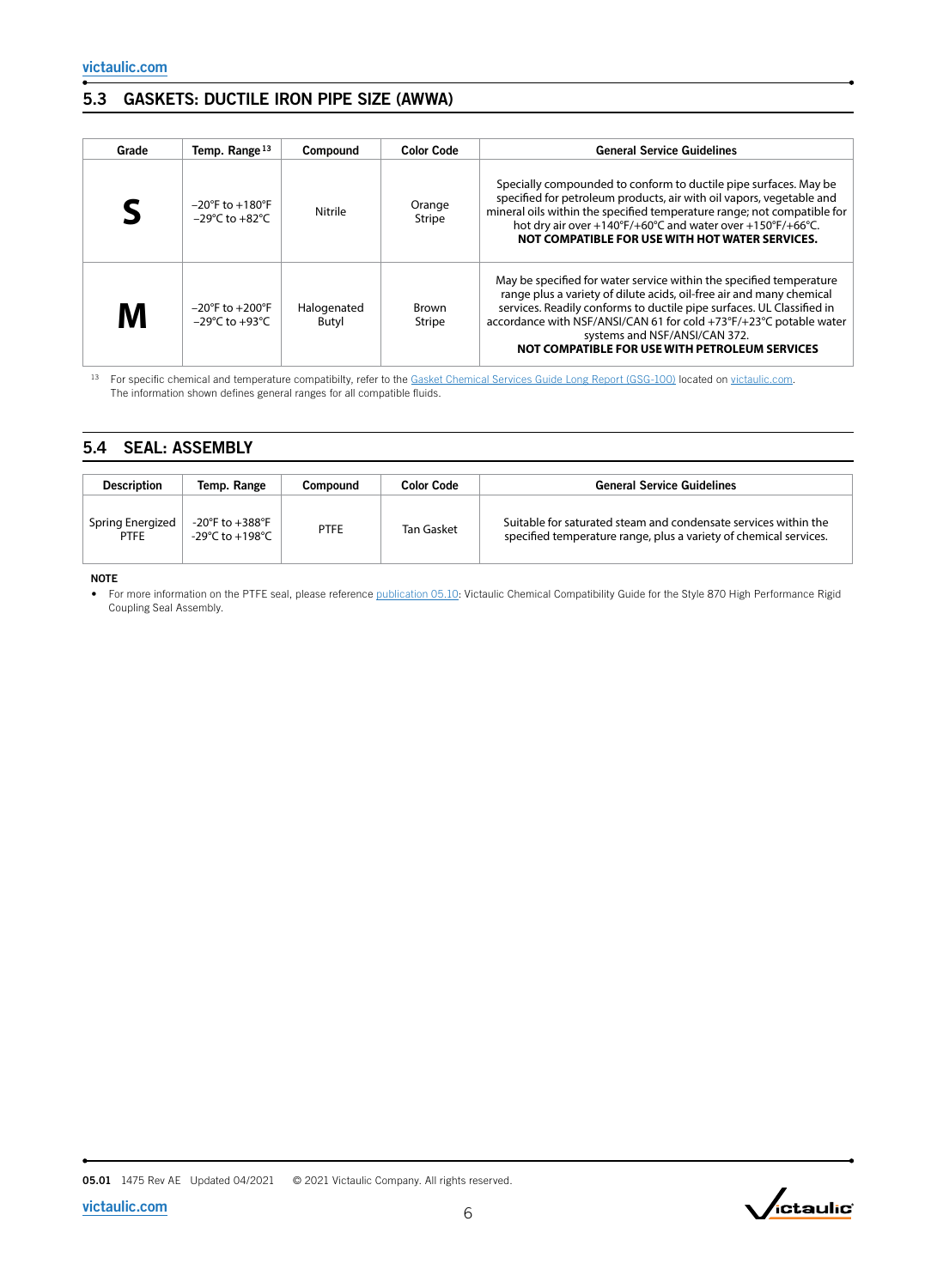## 5.3 GASKETS: DUCTILE IRON PIPE SIZE (AWWA)

| Grade | Temp. Range [13] | Compound | Color Code | General Service Guidelines |
|---|---|---|---|---|
| **S** | –20°F to +180°F<br>–29°C to +82°C | Nitrile | Orange Stripe | Specially compounded to conform to ductile pipe surfaces. May be specified for petroleum products, air with oil vapors, vegetable and mineral oils within the specified temperature range; not compatible for hot dry air over +140°F/+60°C and water over +150°F/+66°C. **NOT COMPATIBLE FOR USE WITH HOT WATER SERVICES.** |
| **M** | –20°F to +200°F<br>–29°C to +93°C | Halogenated Butyl | Brown Stripe | May be specified for water service within the specified temperature range plus a variety of dilute acids, oil-free air and many chemical services. Readily conforms to ductile pipe surfaces. UL Classified in accordance with NSF/ANSI/CAN 61 for cold +73°F/+23°C potable water systems and NSF/ANSI/CAN 372. **NOT COMPATIBLE FOR USE WITH PETROLEUM SERVICES** |

[13] For specific chemical and temperature compatibilty, refer to the Gasket Chemical Services Guide Long Report (GSG-100) located on victaulic.com. The information shown defines general ranges for all compatible fluids.

## 5.4 SEAL: ASSEMBLY

| Description | Temp. Range | Compound | Color Code | General Service Guidelines |
|---|---|---|---|---|
| Spring Energized PTFE | -20°F to +388°F<br>-29°C to +198°C | PTFE | Tan Gasket | Suitable for saturated steam and condensate services within the specified temperature range, plus a variety of chemical services. |

**NOTE**

- For more information on the PTFE seal, please reference publication 05.10: Victaulic Chemical Compatibility Guide for the Style 870 High Performance Rigid Coupling Seal Assembly.

05.01 1475 Rev AE Updated 04/2021 © 2021 Victaulic Company. All rights reserved.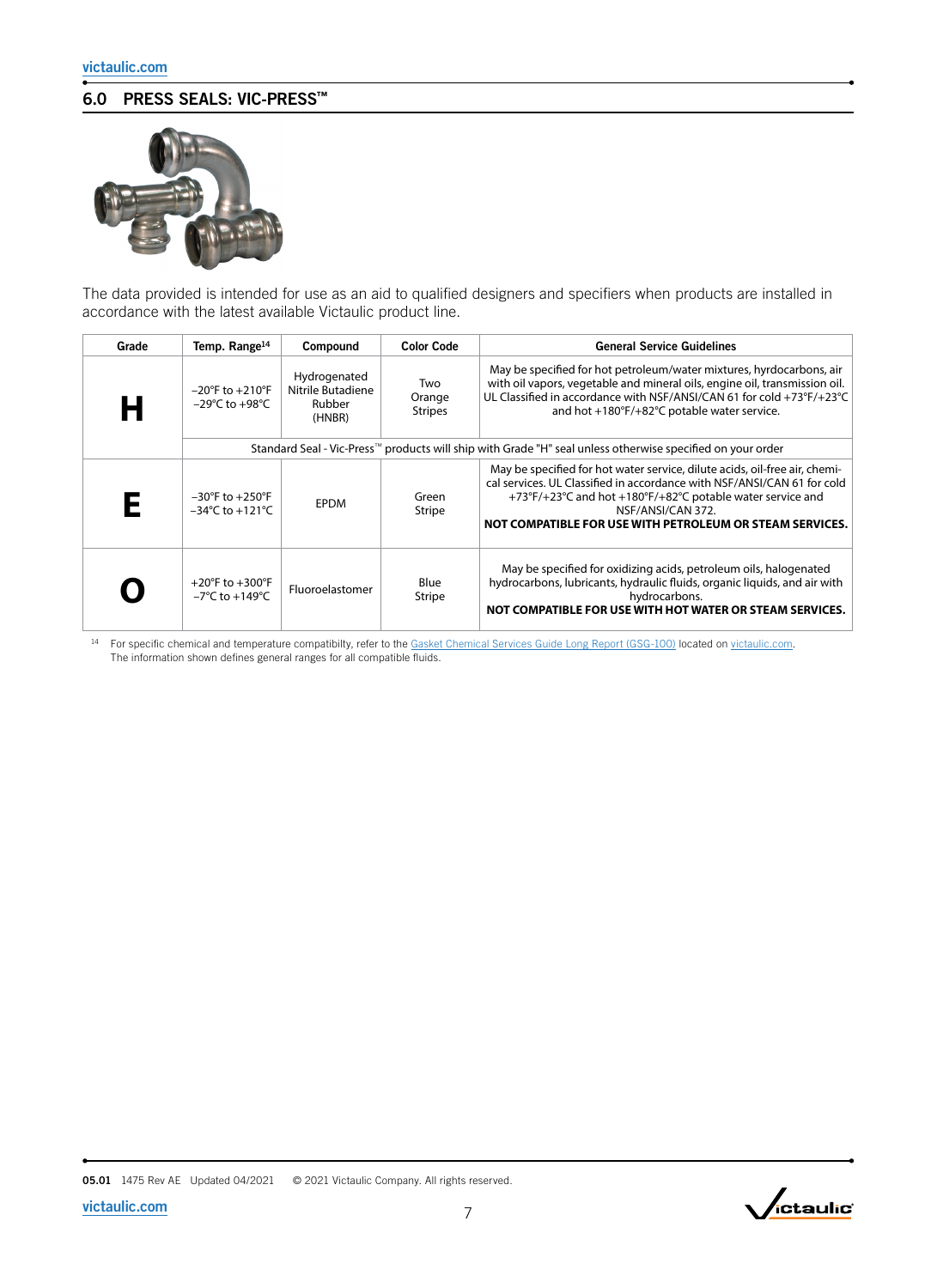## 6.0 PRESS SEALS: VIC-PRESS™

The data provided is intended for use as an aid to qualified designers and specifiers when products are installed in accordance with the latest available Victaulic product line.

| Grade | Temp. Range[14] | Compound | Color Code | General Service Guidelines |
|---|---|---|---|---|
| **H** | –20°F to +210°F<br>–29°C to +98°C | Hydrogenated Nitrile Butadiene Rubber (HNBR) | Two Orange Stripes | May be specified for hot petroleum/water mixtures, hyrdocarbons, air with oil vapors, vegetable and mineral oils, engine oil, transmission oil. UL Classified in accordance with NSF/ANSI/CAN 61 for cold +73°F/+23°C and hot +180°F/+82°C potable water service. |
| | Standard Seal - Vic-Press™ products will ship with Grade "H" seal unless otherwise specified on your order | | | |
| **E** | –30°F to +250°F<br>–34°C to +121°C | EPDM | Green Stripe | May be specified for hot water service, dilute acids, oil-free air, chemical services. UL Classified in accordance with NSF/ANSI/CAN 61 for cold +73°F/+23°C and hot +180°F/+82°C potable water service and NSF/ANSI/CAN 372.<br>**NOT COMPATIBLE FOR USE WITH PETROLEUM OR STEAM SERVICES.** |
| **O** | +20°F to +300°F<br>–7°C to +149°C | Fluoroelastomer | Blue Stripe | May be specified for oxidizing acids, petroleum oils, halogenated hydrocarbons, lubricants, hydraulic fluids, organic liquids, and air with hydrocarbons.<br>**NOT COMPATIBLE FOR USE WITH HOT WATER OR STEAM SERVICES.** |

[14] For specific chemical and temperature compatibilty, refer to the Gasket Chemical Services Guide Long Report (GSG-100) located on victaulic.com. The information shown defines general ranges for all compatible fluids.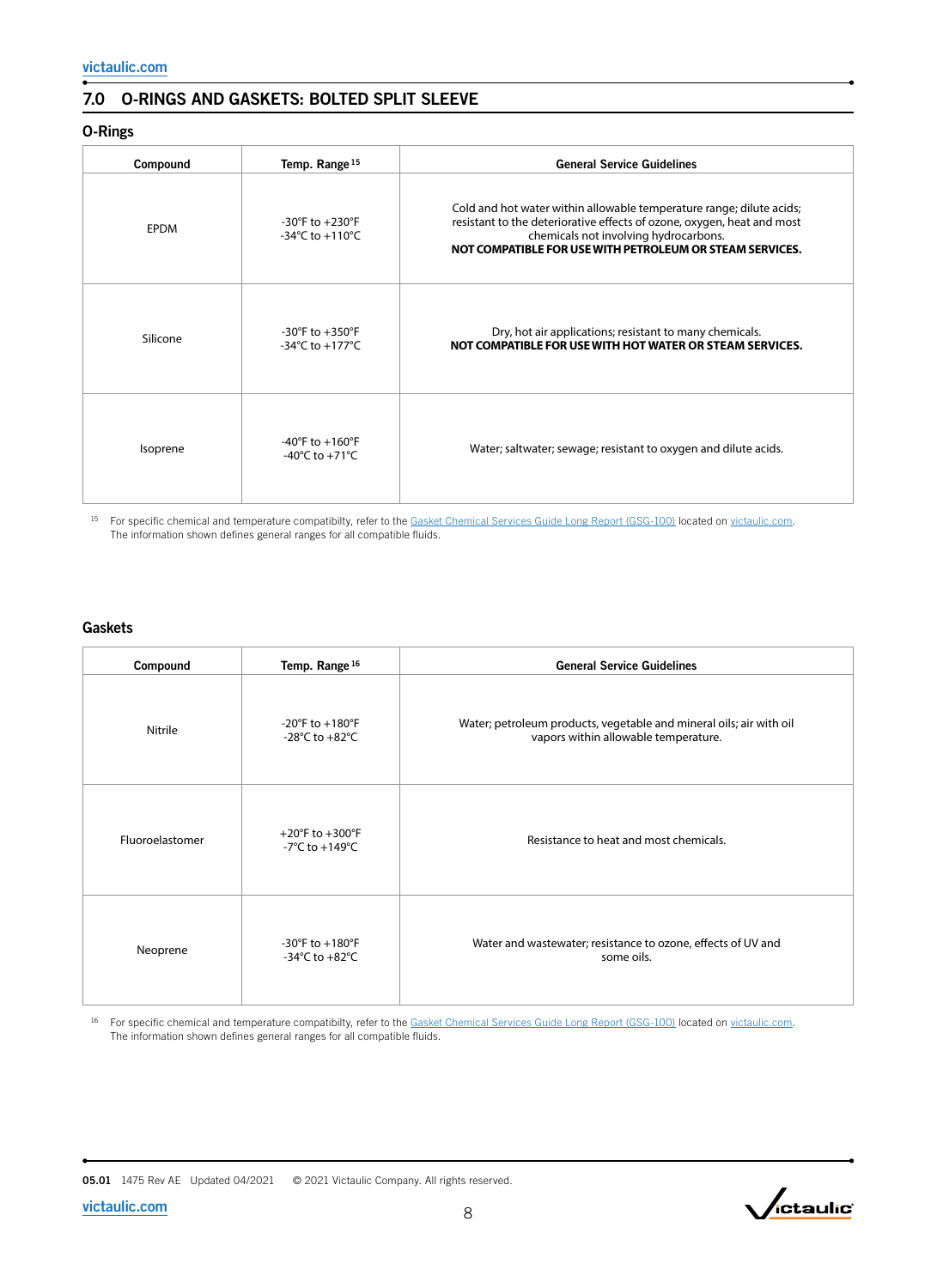## 7.0 O-RINGS AND GASKETS: BOLTED SPLIT SLEEVE

### O-Rings

| Compound | Temp. Range [15] | General Service Guidelines |
|---|---|---|
| EPDM | -30°F to +230°F<br>-34°C to +110°C | Cold and hot water within allowable temperature range; dilute acids; resistant to the deteriorative effects of ozone, oxygen, heat and most chemicals not involving hydrocarbons.<br>**NOT COMPATIBLE FOR USE WITH PETROLEUM OR STEAM SERVICES.** |
| Silicone | -30°F to +350°F<br>-34°C to +177°C | Dry, hot air applications; resistant to many chemicals.<br>**NOT COMPATIBLE FOR USE WITH HOT WATER OR STEAM SERVICES.** |
| Isoprene | -40°F to +160°F<br>-40°C to +71°C | Water; saltwater; sewage; resistant to oxygen and dilute acids. |

[15] For specific chemical and temperature compatibilty, refer to the Gasket Chemical Services Guide Long Report (GSG-100) located on victaulic.com. The information shown defines general ranges for all compatible fluids.

### Gaskets

| Compound | Temp. Range [16] | General Service Guidelines |
|---|---|---|
| Nitrile | -20°F to +180°F<br>-28°C to +82°C | Water; petroleum products, vegetable and mineral oils; air with oil vapors within allowable temperature. |
| Fluoroelastomer | +20°F to +300°F<br>-7°C to +149°C | Resistance to heat and most chemicals. |
| Neoprene | -30°F to +180°F<br>-34°C to +82°C | Water and wastewater; resistance to ozone, effects of UV and some oils. |

[16] For specific chemical and temperature compatibilty, refer to the Gasket Chemical Services Guide Long Report (GSG-100) located on victaulic.com. The information shown defines general ranges for all compatible fluids.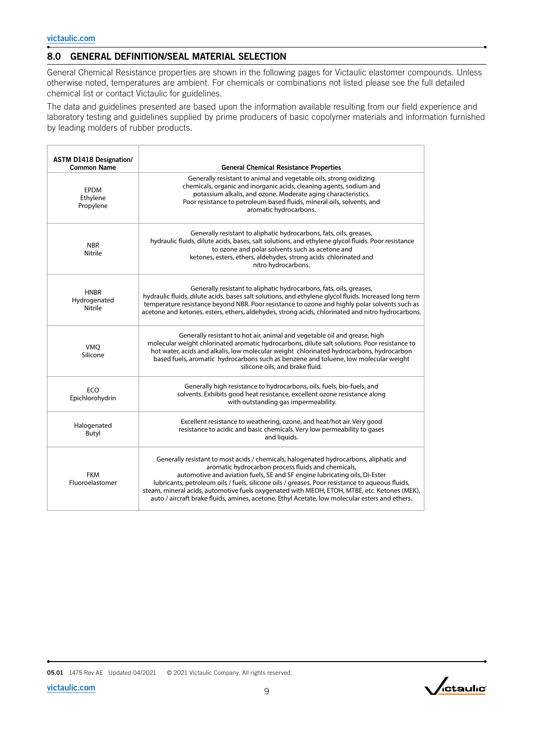## 8.0 GENERAL DEFINITION/SEAL MATERIAL SELECTION

General Chemical Resistance properties are shown in the following pages for Victaulic elastomer compounds. Unless otherwise noted, temperatures are ambient. For chemicals or combinations not listed please see the full detailed chemical list or contact Victaulic for guidelines.

The data and guidelines presented are based upon the information available resulting from our field experience and laboratory testing and guidelines supplied by prime producers of basic copolymer materials and information furnished by leading molders of rubber products.

| ASTM D1418 Designation/ Common Name | General Chemical Resistance Properties |
|---|---|
| EPDM Ethylene Propylene | Generally resistant to animal and vegetable oils, strong oxidizing chemicals, organic and inorganic acids, cleaning agents, sodium and potassium alkalis, and ozone. Moderate aging characteristics. Poor resistance to petroleum based fluids, mineral oils, solvents, and aromatic hydrocarbons. |
| NBR Nitrile | Generally resistant to aliphatic hydrocarbons, fats, oils, greases, hydraulic fluids, dilute acids, bases, salt solutions, and ethylene glycol fluids. Poor resistance to ozone and polar solvents such as acetone and ketones, esters, ethers, aldehydes, strong acids chlorinated and nitro hydrocarbons. |
| HNBR Hydrogenated Nitrile | Generally resistant to aliphatic hydrocarbons, fats, oils, greases, hydraulic fluids, dilute acids, bases salt solutions, and ethylene glycol fluids. Increased long term temperature resistance beyond NBR. Poor resistance to ozone and highly polar solvents such as acetone and ketones, esters, ethers, aldehydes, strong acids, chlorinated and nitro hydrocarbons. |
| VMQ Silicone | Generally resistant to hot air, animal and vegetable oil and grease, high molecular weight chlorinated aromatic hydrocarbons, dilute salt solutions. Poor resistance to hot water, acids and alkalis, low molecular weight chlorinated hydrocarbons, hydrocarbon based fuels, aromatic hydrocarbons such as benzene and toluene, low molecular weight silicone oils, and brake fluid. |
| ECO Epichlorohydrin | Generally high resistance to hydrocarbons, oils, fuels, bio-fuels, and solvents. Exhibits good heat resistance, excellent ozone resistance along with outstanding gas impermeability. |
| Halogenated Butyl | Excellent resistance to weathering, ozone, and heat/hot air. Very good resistance to acidic and basic chemicals. Very low permeability to gases and liquids. |
| FKM Fluoroelastomer | Generally resistant to most acids / chemicals, halogenated hydrocarbons, aliphatic and aromatic hydrocarbon process fluids and chemicals, automotive and aviation fuels, SE and SF engine lubricating oils, Di-Ester lubricants, petroleum oils / fuels, silicone oils / greases. Poor resistance to aqueous fluids, steam, mineral acids, automotive fuels oxygenated with MEOH, ETOH, MTBE, etc. Ketones (MEK), auto / aircraft brake fluids, amines, acetone, Ethyl Acetate, low molecular esters and ethers. |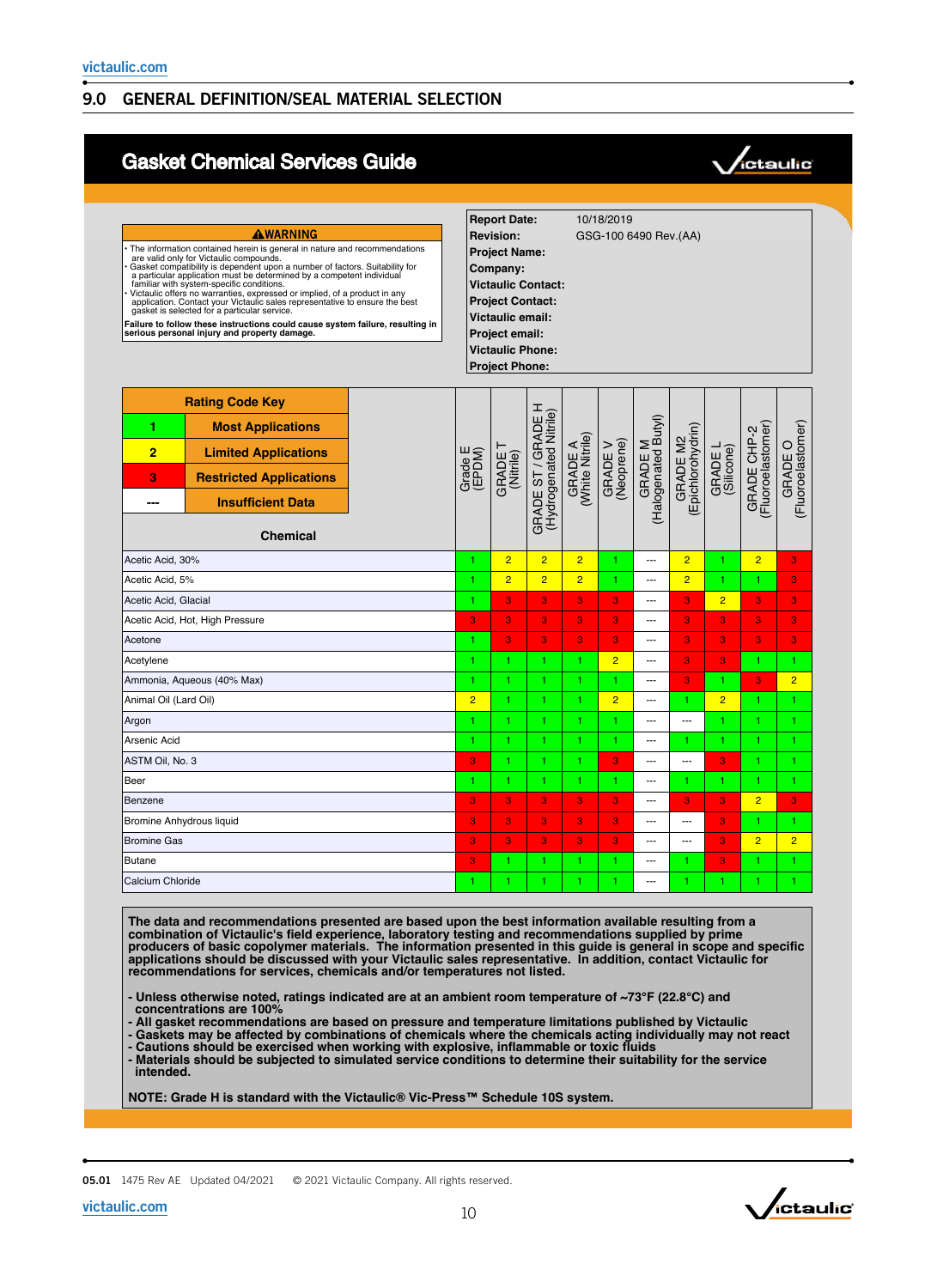## 9.0 GENERAL DEFINITION/SEAL MATERIAL SELECTION

# Gasket Chemical Services Guide

**⚠WARNING**

- The information contained herein is general in nature and recommendations are valid only for Victaulic compounds.
- Gasket compatibility is dependent upon a number of factors. Suitability for a particular application must be determined by a competent individual familiar with system-specific conditions.
- Victaulic offers no warranties, expressed or implied, of a product in any application. Contact your Victaulic sales representative to ensure the best gasket is selected for a particular service.

**Failure to follow these instructions could cause system failure, resulting in serious personal injury and property damage.**

| | |
|---|---|
| **Report Date:** | 10/18/2019 |
| **Revision:** | GSG-100 6490 Rev.(AA) |
| **Project Name:** | |
| **Company:** | |
| **Victaulic Contact:** | |
| **Project Contact:** | |
| **Victaulic email:** | |
| **Project email:** | |
| **Victaulic Phone:** | |
| **Project Phone:** | |

**Rating Code Key**

| | |
|---|---|
| 1 | Most Applications |
| 2 | Limited Applications |
| 3 | Restricted Applications |
| --- | Insufficient Data |

| Chemical | Grade E (EPDM) | GRADE T (Nitrile) | GRADE ST / GRADE H (Hydrogenated Nitrile) | GRADE A (White Nitrile) | GRADE V (Neoprene) | GRADE M (Halogenated Butyl) | GRADE M2 (Epichlorohydrin) | GRADE L (Silicone) | GRADE CHP-2 (Fluoroelastomer) | GRADE O (Fluoroelastomer) |
|---|---|---|---|---|---|---|---|---|---|---|
| Acetic Acid, 30% | 1 | 2 | 2 | 2 | 1 | --- | 2 | 1 | 2 | 3 |
| Acetic Acid, 5% | 1 | 2 | 2 | 2 | 1 | --- | 2 | 1 | 1 | 3 |
| Acetic Acid, Glacial | 1 | 3 | 3 | 3 | 3 | --- | 3 | 2 | 3 | 3 |
| Acetic Acid, Hot, High Pressure | 3 | 3 | 3 | 3 | 3 | --- | 3 | 3 | 3 | 3 |
| Acetone | 1 | 3 | 3 | 3 | 3 | --- | 3 | 3 | 3 | 3 |
| Acetylene | 1 | 1 | 1 | 1 | 2 | --- | 3 | 3 | 1 | 1 |
| Ammonia, Aqueous (40% Max) | 1 | 1 | 1 | 1 | 1 | --- | 3 | 1 | 3 | 2 |
| Animal Oil (Lard Oil) | 2 | 1 | 1 | 1 | 2 | --- | 1 | 2 | 1 | 1 |
| Argon | 1 | 1 | 1 | 1 | 1 | --- | --- | 1 | 1 | 1 |
| Arsenic Acid | 1 | 1 | 1 | 1 | 1 | --- | 1 | 1 | 1 | 1 |
| ASTM Oil, No. 3 | 3 | 1 | 1 | 1 | 3 | --- | --- | 3 | 1 | 1 |
| Beer | 1 | 1 | 1 | 1 | 1 | --- | 1 | 1 | 1 | 1 |
| Benzene | 3 | 3 | 3 | 3 | 3 | --- | 3 | 3 | 2 | 3 |
| Bromine Anhydrous liquid | 3 | 3 | 3 | 3 | 3 | --- | --- | 3 | 1 | 1 |
| Bromine Gas | 3 | 3 | 3 | 3 | 3 | --- | --- | 3 | 2 | 2 |
| Butane | 3 | 1 | 1 | 1 | 1 | --- | 1 | 3 | 1 | 1 |
| Calcium Chloride | 1 | 1 | 1 | 1 | 1 | --- | 1 | 1 | 1 | 1 |

**The data and recommendations presented are based upon the best information available resulting from a combination of Victaulic's field experience, laboratory testing and recommendations supplied by prime producers of basic copolymer materials. The information presented in this guide is general in scope and specific applications should be discussed with your Victaulic sales representative. In addition, contact Victaulic for recommendations for services, chemicals and/or temperatures not listed.**

- **Unless otherwise noted, ratings indicated are at an ambient room temperature of ~73°F (22.8°C) and concentrations are 100%**
- **All gasket recommendations are based on pressure and temperature limitations published by Victaulic**
- **Gaskets may be affected by combinations of chemicals where the chemicals acting individually may not react**
- **Cautions should be exercised when working with explosive, inflammable or toxic fluids**
- **Materials should be subjected to simulated service conditions to determine their suitability for the service intended.**

**NOTE: Grade H is standard with the Victaulic® Vic-Press™ Schedule 10S system.**

05.01 1475 Rev AE Updated 04/2021 © 2021 Victaulic Company. All rights reserved.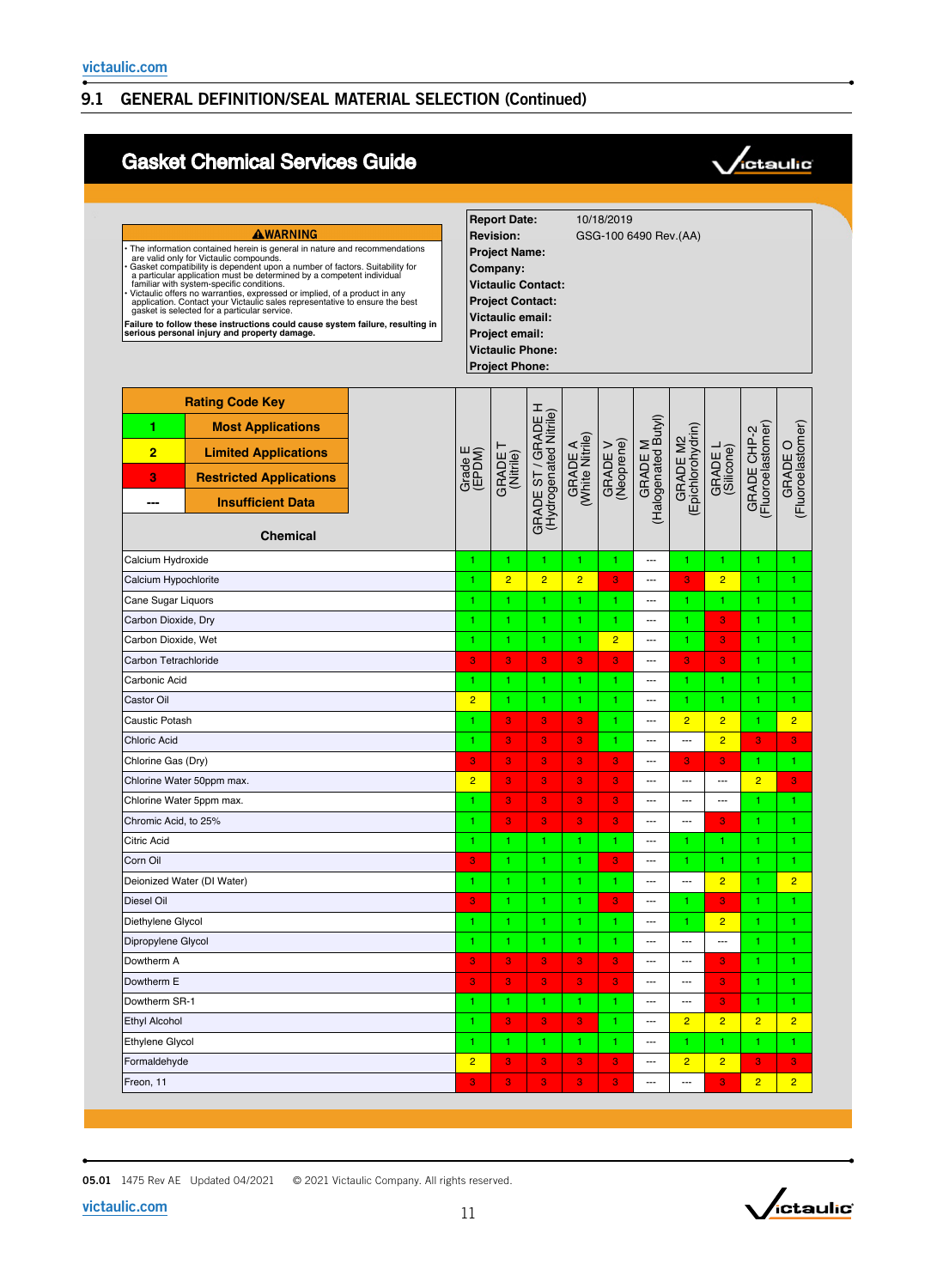## 9.1 GENERAL DEFINITION/SEAL MATERIAL SELECTION (Continued)

# Gasket Chemical Services Guide

**⚠WARNING**

- The information contained herein is general in nature and recommendations are valid only for Victaulic compounds.
- Gasket compatibility is dependent upon a number of factors. Suitability for a particular application must be determined by a competent individual familiar with system-specific conditions.
- Victaulic offers no warranties, expressed or implied, of a product in any application. Contact your Victaulic sales representative to ensure the best gasket is selected for a particular service.

**Failure to follow these instructions could cause system failure, resulting in serious personal injury and property damage.**

| | |
|---|---|
| **Report Date:** | 10/18/2019 |
| **Revision:** | GSG-100 6490 Rev.(AA) |
| **Project Name:** | |
| **Company:** | |
| **Victaulic Contact:** | |
| **Project Contact:** | |
| **Victaulic email:** | |
| **Project email:** | |
| **Victaulic Phone:** | |
| **Project Phone:** | |

**Rating Code Key**

| Code | Meaning |
|---|---|
| 1 | Most Applications |
| 2 | Limited Applications |
| 3 | Restricted Applications |
| --- | Insufficient Data |

| Chemical | Grade E (EPDM) | GRADE T (Nitrile) | GRADE ST / GRADE H (Hydrogenated Nitrile) | GRADE A (White Nitrile) | GRADE V (Neoprene) | GRADE M (Halogenated Butyl) | GRADE M2 (Epichlorohydrin) | GRADE L (Silicone) | GRADE CHP-2 (Fluoroelastomer) | GRADE O (Fluoroelastomer) |
|---|---|---|---|---|---|---|---|---|---|---|
| Calcium Hydroxide | 1 | 1 | 1 | 1 | 1 | --- | 1 | 1 | 1 | 1 |
| Calcium Hypochlorite | 1 | 2 | 2 | 2 | 3 | --- | 3 | 2 | 1 | 1 |
| Cane Sugar Liquors | 1 | 1 | 1 | 1 | 1 | --- | 1 | 1 | 1 | 1 |
| Carbon Dioxide, Dry | 1 | 1 | 1 | 1 | 1 | --- | 1 | 3 | 1 | 1 |
| Carbon Dioxide, Wet | 1 | 1 | 1 | 1 | 2 | --- | 1 | 3 | 1 | 1 |
| Carbon Tetrachloride | 3 | 3 | 3 | 3 | 3 | --- | 3 | 3 | 1 | 1 |
| Carbonic Acid | 1 | 1 | 1 | 1 | 1 | --- | 1 | 1 | 1 | 1 |
| Castor Oil | 2 | 1 | 1 | 1 | 1 | --- | 1 | 1 | 1 | 1 |
| Caustic Potash | 1 | 3 | 3 | 3 | 1 | --- | 2 | 2 | 1 | 2 |
| Chloric Acid | 1 | 3 | 3 | 3 | 1 | --- | --- | 2 | 3 | 3 |
| Chlorine Gas (Dry) | 3 | 3 | 3 | 3 | 3 | --- | 3 | 3 | 1 | 1 |
| Chlorine Water 50ppm max. | 2 | 3 | 3 | 3 | 3 | --- | --- | --- | 2 | 3 |
| Chlorine Water 5ppm max. | 1 | 3 | 3 | 3 | 3 | --- | --- | --- | 1 | 1 |
| Chromic Acid, to 25% | 1 | 3 | 3 | 3 | 3 | --- | --- | 3 | 1 | 1 |
| Citric Acid | 1 | 1 | 1 | 1 | 1 | --- | 1 | 1 | 1 | 1 |
| Corn Oil | 3 | 1 | 1 | 1 | 3 | --- | 1 | 1 | 1 | 1 |
| Deionized Water (DI Water) | 1 | 1 | 1 | 1 | 1 | --- | --- | 2 | 1 | 2 |
| Diesel Oil | 3 | 1 | 1 | 1 | 3 | --- | 1 | 3 | 1 | 1 |
| Diethylene Glycol | 1 | 1 | 1 | 1 | 1 | --- | 1 | 2 | 1 | 1 |
| Dipropylene Glycol | 1 | 1 | 1 | 1 | 1 | --- | --- | --- | 1 | 1 |
| Dowtherm A | 3 | 3 | 3 | 3 | 3 | --- | --- | 3 | 1 | 1 |
| Dowtherm E | 3 | 3 | 3 | 3 | 3 | --- | --- | 3 | 1 | 1 |
| Dowtherm SR-1 | 1 | 1 | 1 | 1 | 1 | --- | --- | 3 | 1 | 1 |
| Ethyl Alcohol | 1 | 3 | 3 | 3 | 1 | --- | 2 | 2 | 2 | 2 |
| Ethylene Glycol | 1 | 1 | 1 | 1 | 1 | --- | 1 | 1 | 1 | 1 |
| Formaldehyde | 2 | 3 | 3 | 3 | 3 | --- | 2 | 2 | 3 | 3 |
| Freon, 11 | 3 | 3 | 3 | 3 | 3 | --- | --- | 3 | 2 | 2 |

05.01 1475 Rev AE Updated 04/2021 © 2021 Victaulic Company. All rights reserved.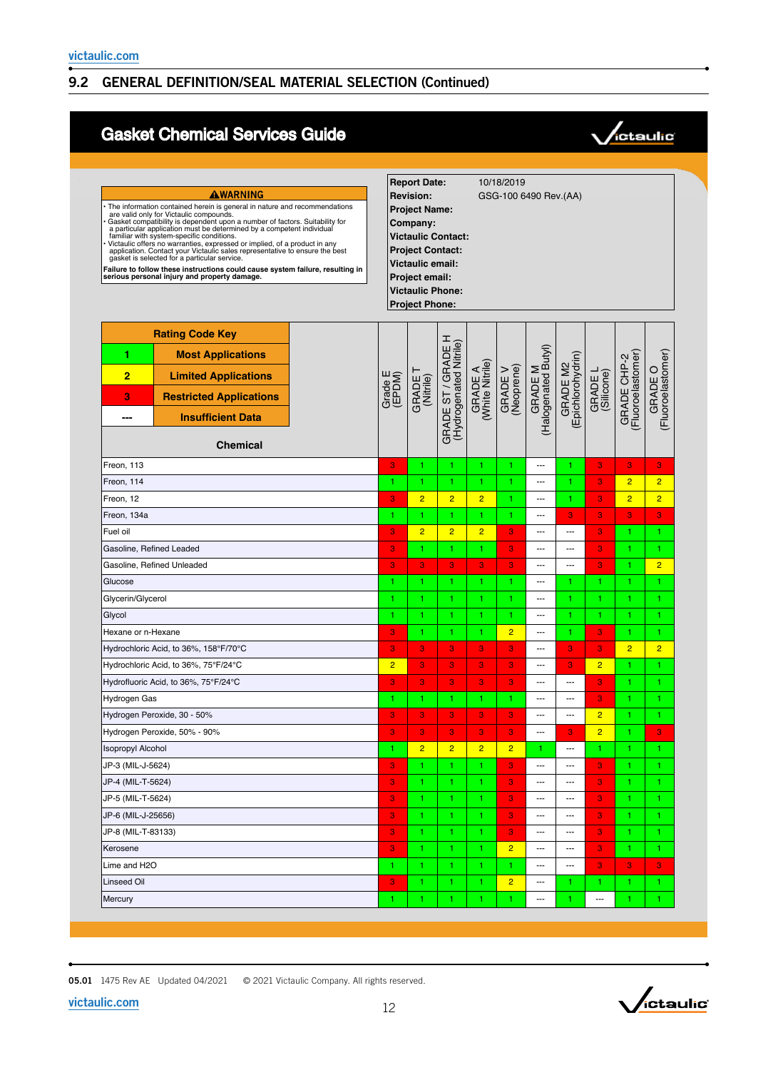## 9.2 GENERAL DEFINITION/SEAL MATERIAL SELECTION (Continued)

# Gasket Chemical Services Guide

**⚠WARNING**

- The information contained herein is general in nature and recommendations are valid only for Victaulic compounds.
- Gasket compatibility is dependent upon a number of factors. Suitability for a particular application must be determined by a competent individual familiar with system-specific conditions.
- Victaulic offers no warranties, expressed or implied, of a product in any application. Contact your Victaulic sales representative to ensure the best gasket is selected for a particular service.

**Failure to follow these instructions could cause system failure, resulting in serious personal injury and property damage.**

| | |
|---|---|
| **Report Date:** | 10/18/2019 |
| **Revision:** | GSG-100 6490 Rev.(AA) |
| **Project Name:** | |
| **Company:** | |
| **Victaulic Contact:** | |
| **Project Contact:** | |
| **Victaulic email:** | |
| **Project email:** | |
| **Victaulic Phone:** | |
| **Project Phone:** | |

**Rating Code Key**

| Code | Meaning |
|---|---|
| 1 | Most Applications |
| 2 | Limited Applications |
| 3 | Restricted Applications |
| --- | Insufficient Data |

| Chemical | Grade E (EPDM) | GRADE T (Nitrile) | GRADE ST / GRADE H (Hydrogenated Nitrile) | GRADE A (White Nitrile) | GRADE V (Neoprene) | GRADE M (Halogenated Butyl) | GRADE M2 (Epichlorohydrin) | GRADE L (Silicone) | GRADE CHP-2 (Fluoroelastomer) | GRADE O (Fluoroelastomer) |
|---|---|---|---|---|---|---|---|---|---|---|
| Freon, 113 | 3 | 1 | 1 | 1 | 1 | --- | 1 | 3 | 3 | 3 |
| Freon, 114 | 1 | 1 | 1 | 1 | 1 | --- | 1 | 3 | 2 | 2 |
| Freon, 12 | 3 | 2 | 2 | 2 | 1 | --- | 1 | 3 | 2 | 2 |
| Freon, 134a | 1 | 1 | 1 | 1 | 1 | --- | 3 | 3 | 3 | 3 |
| Fuel oil | 3 | 2 | 2 | 2 | 3 | --- | --- | 3 | 1 | 1 |
| Gasoline, Refined Leaded | 3 | 1 | 1 | 1 | 3 | --- | --- | 3 | 1 | 1 |
| Gasoline, Refined Unleaded | 3 | 3 | 3 | 3 | 3 | --- | --- | 3 | 1 | 2 |
| Glucose | 1 | 1 | 1 | 1 | 1 | --- | 1 | 1 | 1 | 1 |
| Glycerin/Glycerol | 1 | 1 | 1 | 1 | 1 | --- | 1 | 1 | 1 | 1 |
| Glycol | 1 | 1 | 1 | 1 | 1 | --- | 1 | 1 | 1 | 1 |
| Hexane or n-Hexane | 3 | 1 | 1 | 1 | 2 | --- | 1 | 3 | 1 | 1 |
| Hydrochloric Acid, to 36%, 158°F/70°C | 3 | 3 | 3 | 3 | 3 | --- | 3 | 3 | 2 | 2 |
| Hydrochloric Acid, to 36%, 75°F/24°C | 2 | 3 | 3 | 3 | 3 | --- | 3 | 2 | 1 | 1 |
| Hydrofluoric Acid, to 36%, 75°F/24°C | 3 | 3 | 3 | 3 | 3 | --- | --- | 3 | 1 | 1 |
| Hydrogen Gas | 1 | 1 | 1 | 1 | 1 | --- | --- | 3 | 1 | 1 |
| Hydrogen Peroxide, 30 - 50% | 3 | 3 | 3 | 3 | 3 | --- | --- | 2 | 1 | 1 |
| Hydrogen Peroxide, 50% - 90% | 3 | 3 | 3 | 3 | 3 | --- | 3 | 2 | 1 | 3 |
| Isopropyl Alcohol | 1 | 2 | 2 | 2 | 2 | 1 | --- | 1 | 1 | 1 |
| JP-3 (MIL-J-5624) | 3 | 1 | 1 | 1 | 3 | --- | --- | 3 | 1 | 1 |
| JP-4 (MIL-T-5624) | 3 | 1 | 1 | 1 | 3 | --- | --- | 3 | 1 | 1 |
| JP-5 (MIL-T-5624) | 3 | 1 | 1 | 1 | 3 | --- | --- | 3 | 1 | 1 |
| JP-6 (MIL-J-25656) | 3 | 1 | 1 | 1 | 3 | --- | --- | 3 | 1 | 1 |
| JP-8 (MIL-T-83133) | 3 | 1 | 1 | 1 | 3 | --- | --- | 3 | 1 | 1 |
| Kerosene | 3 | 1 | 1 | 1 | 2 | --- | --- | 3 | 1 | 1 |
| Lime and H2O | 1 | 1 | 1 | 1 | 1 | --- | --- | 3 | 3 | 3 |
| Linseed Oil | 3 | 1 | 1 | 1 | 2 | --- | 1 | 1 | 1 | 1 |
| Mercury | 1 | 1 | 1 | 1 | 1 | --- | 1 | --- | 1 | 1 |

05.01 1475 Rev AE Updated 04/2021 © 2021 Victaulic Company. All rights reserved.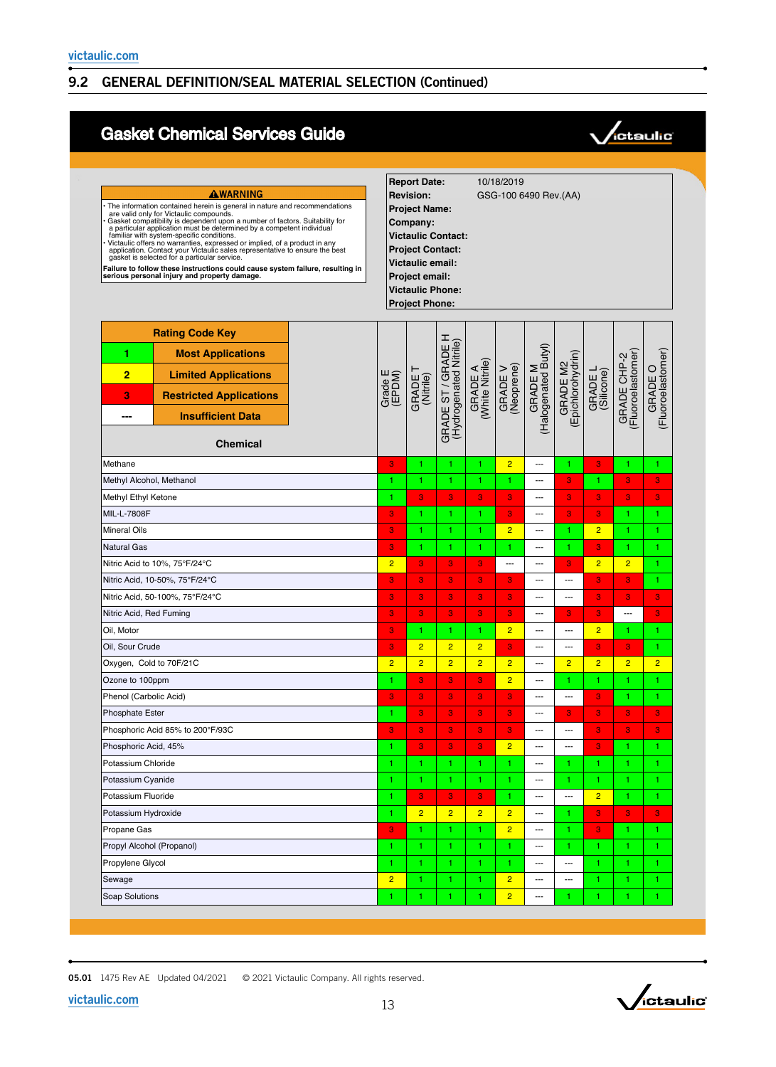## 9.2 GENERAL DEFINITION/SEAL MATERIAL SELECTION (Continued)

# Gasket Chemical Services Guide

**⚠WARNING**

- The information contained herein is general in nature and recommendations are valid only for Victaulic compounds.
- Gasket compatibility is dependent upon a number of factors. Suitability for a particular application must be determined by a competent individual familiar with system-specific conditions.
- Victaulic offers no warranties, expressed or implied, of a product in any application. Contact your Victaulic sales representative to ensure the best gasket is selected for a particular service.

**Failure to follow these instructions could cause system failure, resulting in serious personal injury and property damage.**

**Report Date:** 10/18/2019
**Revision:** GSG-100 6490 Rev.(AA)
**Project Name:**
**Company:**
**Victaulic Contact:**
**Project Contact:**
**Victaulic email:**
**Project email:**
**Victaulic Phone:**
**Project Phone:**

**Rating Code Key**

| Code | Meaning |
|---|---|
| 1 | Most Applications |
| 2 | Limited Applications |
| 3 | Restricted Applications |
| --- | Insufficient Data |

| Chemical | Grade E (EPDM) | GRADE T (Nitrile) | GRADE ST / GRADE H (Hydrogenated Nitrile) | GRADE A (White Nitrile) | GRADE V (Neoprene) | GRADE M (Halogenated Butyl) | GRADE M2 (Epichlorohydrin) | GRADE L (Silicone) | GRADE CHP-2 (Fluoroelastomer) | GRADE O (Fluoroelastomer) |
|---|---|---|---|---|---|---|---|---|---|---|
| Methane | 3 | 1 | 1 | 1 | 2 | --- | 1 | 3 | 1 | 1 |
| Methyl Alcohol, Methanol | 1 | 1 | 1 | 1 | 1 | --- | 3 | 1 | 3 | 3 |
| Methyl Ethyl Ketone | 1 | 3 | 3 | 3 | 3 | --- | 3 | 3 | 3 | 3 |
| MIL-L-7808F | 3 | 1 | 1 | 1 | 3 | --- | 3 | 3 | 1 | 1 |
| Mineral Oils | 3 | 1 | 1 | 1 | 2 | --- | 1 | 2 | 1 | 1 |
| Natural Gas | 3 | 1 | 1 | 1 | 1 | --- | 1 | 3 | 1 | 1 |
| Nitric Acid to 10%, 75°F/24°C | 2 | 3 | 3 | 3 | --- | --- | 3 | 2 | 2 | 1 |
| Nitric Acid, 10-50%, 75°F/24°C | 3 | 3 | 3 | 3 | 3 | --- | --- | 3 | 3 | 1 |
| Nitric Acid, 50-100%, 75°F/24°C | 3 | 3 | 3 | 3 | 3 | --- | --- | 3 | 3 | 3 |
| Nitric Acid, Red Fuming | 3 | 3 | 3 | 3 | 3 | --- | 3 | 3 | --- | 3 |
| Oil, Motor | 3 | 1 | 1 | 1 | 2 | --- | --- | 2 | 1 | 1 |
| Oil, Sour Crude | 3 | 2 | 2 | 2 | 3 | --- | --- | 3 | 3 | 1 |
| Oxygen, Cold to 70F/21C | 2 | 2 | 2 | 2 | 2 | --- | 2 | 2 | 2 | 2 |
| Ozone to 100ppm | 1 | 3 | 3 | 3 | 2 | --- | 1 | 1 | 1 | 1 |
| Phenol (Carbolic Acid) | 3 | 3 | 3 | 3 | 3 | --- | --- | 3 | 1 | 1 |
| Phosphate Ester | 1 | 3 | 3 | 3 | 3 | --- | 3 | 3 | 3 | 3 |
| Phosphoric Acid 85% to 200°F/93C | 3 | 3 | 3 | 3 | 3 | --- | --- | 3 | 3 | 3 |
| Phosphoric Acid, 45% | 1 | 3 | 3 | 3 | 2 | --- | --- | 3 | 1 | 1 |
| Potassium Chloride | 1 | 1 | 1 | 1 | 1 | --- | 1 | 1 | 1 | 1 |
| Potassium Cyanide | 1 | 1 | 1 | 1 | 1 | --- | 1 | 1 | 1 | 1 |
| Potassium Fluoride | 1 | 3 | 3 | 3 | 1 | --- | --- | 2 | 1 | 1 |
| Potassium Hydroxide | 1 | 2 | 2 | 2 | 2 | --- | 1 | 3 | 3 | 3 |
| Propane Gas | 3 | 1 | 1 | 1 | 2 | --- | 1 | 3 | 1 | 1 |
| Propyl Alcohol (Propanol) | 1 | 1 | 1 | 1 | 1 | --- | 1 | 1 | 1 | 1 |
| Propylene Glycol | 1 | 1 | 1 | 1 | 1 | --- | --- | 1 | 1 | 1 |
| Sewage | 2 | 1 | 1 | 1 | 2 | --- | --- | 1 | 1 | 1 |
| Soap Solutions | 1 | 1 | 1 | 1 | 2 | --- | 1 | 1 | 1 | 1 |

05.01 1475 Rev AE Updated 04/2021 © 2021 Victaulic Company. All rights reserved.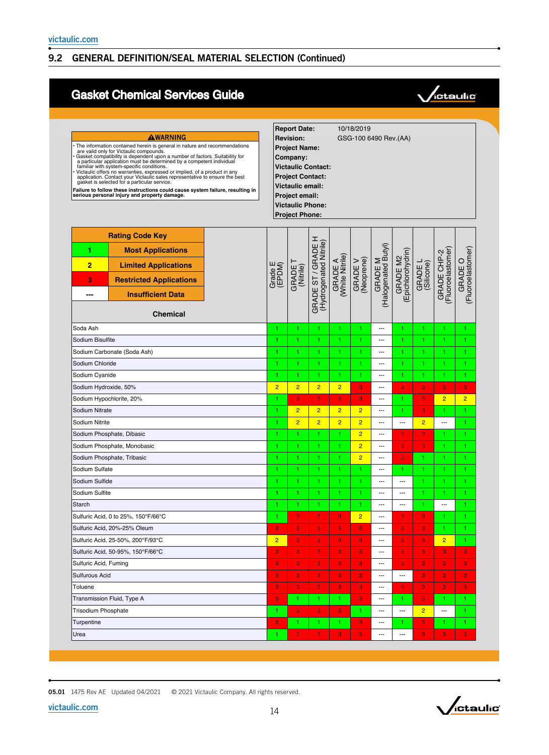## 9.2 GENERAL DEFINITION/SEAL MATERIAL SELECTION (Continued)

# Gasket Chemical Services Guide

**⚠WARNING**

- The information contained herein is general in nature and recommendations are valid only for Victaulic compounds.
- Gasket compatibility is dependent upon a number of factors. Suitability for a particular application must be determined by a competent individual familiar with system-specific conditions.
- Victaulic offers no warranties, expressed or implied, of a product in any application. Contact your Victaulic sales representative to ensure the best gasket is selected for a particular service.

**Failure to follow these instructions could cause system failure, resulting in serious personal injury and property damage.**

| | |
|---|---|
| **Report Date:** | 10/18/2019 |
| **Revision:** | GSG-100 6490 Rev.(AA) |
| **Project Name:** | |
| **Company:** | |
| **Victaulic Contact:** | |
| **Project Contact:** | |
| **Victaulic email:** | |
| **Project email:** | |
| **Victaulic Phone:** | |
| **Project Phone:** | |

**Rating Code Key**

| Code | Meaning |
|---|---|
| 1 | Most Applications |
| 2 | Limited Applications |
| 3 | Restricted Applications |
| --- | Insufficient Data |

| Chemical | Grade E (EPDM) | GRADE T (Nitrile) | GRADE ST / GRADE H (Hydrogenated Nitrile) | GRADE A (White Nitrile) | GRADE V (Neoprene) | GRADE M (Halogenated Butyl) | GRADE M2 (Epichlorohydrin) | GRADE L (Silicone) | GRADE CHP-2 (Fluoroelastomer) | GRADE O (Fluoroelastomer) |
|---|---|---|---|---|---|---|---|---|---|---|
| Soda Ash | 1 | 1 | 1 | 1 | 1 | --- | 1 | 1 | 1 | 1 |
| Sodium Bisulfite | 1 | 1 | 1 | 1 | 1 | --- | 1 | 1 | 1 | 1 |
| Sodium Carbonate (Soda Ash) | 1 | 1 | 1 | 1 | 1 | --- | 1 | 1 | 1 | 1 |
| Sodium Chloride | 1 | 1 | 1 | 1 | 1 | --- | 1 | 1 | 1 | 1 |
| Sodium Cyanide | 1 | 1 | 1 | 1 | 1 | --- | 1 | 1 | 1 | 1 |
| Sodium Hydroxide, 50% | 2 | 2 | 2 | 2 | 3 | --- | 3 | 3 | 3 | 3 |
| Sodium Hypochlorite, 20% | 1 | 3 | 3 | 3 | 3 | --- | 1 | 3 | 2 | 2 |
| Sodium Nitrate | 1 | 2 | 2 | 2 | 2 | --- | 1 | 3 | 1 | 1 |
| Sodium Nitrite | 1 | 2 | 2 | 2 | 2 | --- | --- | 2 | --- | 1 |
| Sodium Phosphate, Dibasic | 1 | 1 | 1 | 1 | 2 | --- | 3 | 3 | 1 | 1 |
| Sodium Phosphate, Monobasic | 1 | 1 | 1 | 1 | 2 | --- | 3 | 3 | 1 | 1 |
| Sodium Phosphate, Tribasic | 1 | 1 | 1 | 1 | 2 | --- | 3 | 1 | 1 | 1 |
| Sodium Sulfate | 1 | 1 | 1 | 1 | 1 | --- | 1 | 1 | 1 | 1 |
| Sodium Sulfide | 1 | 1 | 1 | 1 | 1 | --- | --- | 1 | 1 | 1 |
| Sodium Sulfite | 1 | 1 | 1 | 1 | 1 | --- | --- | 1 | 1 | 1 |
| Starch | 1 | 1 | 1 | 1 | 1 | --- | --- | 1 | --- | 1 |
| Sulfuric Acid, 0 to 25%, 150°F/66°C | 1 | 3 | 3 | 3 | 2 | --- | 3 | 3 | 1 | 1 |
| Sulfuric Acid, 20%-25% Oleum | 3 | 3 | 3 | 3 | 3 | --- | 3 | 3 | 1 | 1 |
| Sulfuric Acid, 25-50%, 200°F/93°C | 2 | 3 | 3 | 3 | 3 | --- | 3 | 3 | 2 | 1 |
| Sulfuric Acid, 50-95%, 150°F/66°C | 3 | 3 | 3 | 3 | 3 | --- | 3 | 3 | 3 | 3 |
| Sulfuric Acid, Fuming | 3 | 3 | 3 | 3 | 3 | --- | 3 | 3 | 3 | 3 |
| Sulfurous Acid | 3 | 3 | 3 | 3 | 3 | --- | --- | 3 | 3 | 3 |
| Toluene | 3 | 3 | 3 | 3 | 3 | --- | 3 | 3 | 3 | 3 |
| Transmission Fluid, Type A | 3 | 1 | 1 | 1 | 3 | --- | 1 | 3 | 1 | 1 |
| Trisodium Phosphate | 1 | 3 | 3 | 3 | 1 | --- | --- | 2 | --- | 1 |
| Turpentine | 3 | 1 | 1 | 1 | 3 | --- | 1 | 3 | 1 | 1 |
| Urea | 1 | 3 | 3 | 3 | 3 | --- | --- | 3 | 3 | 3 |

**05.01** 1475 Rev AE Updated 04/2021 © 2021 Victaulic Company. All rights reserved.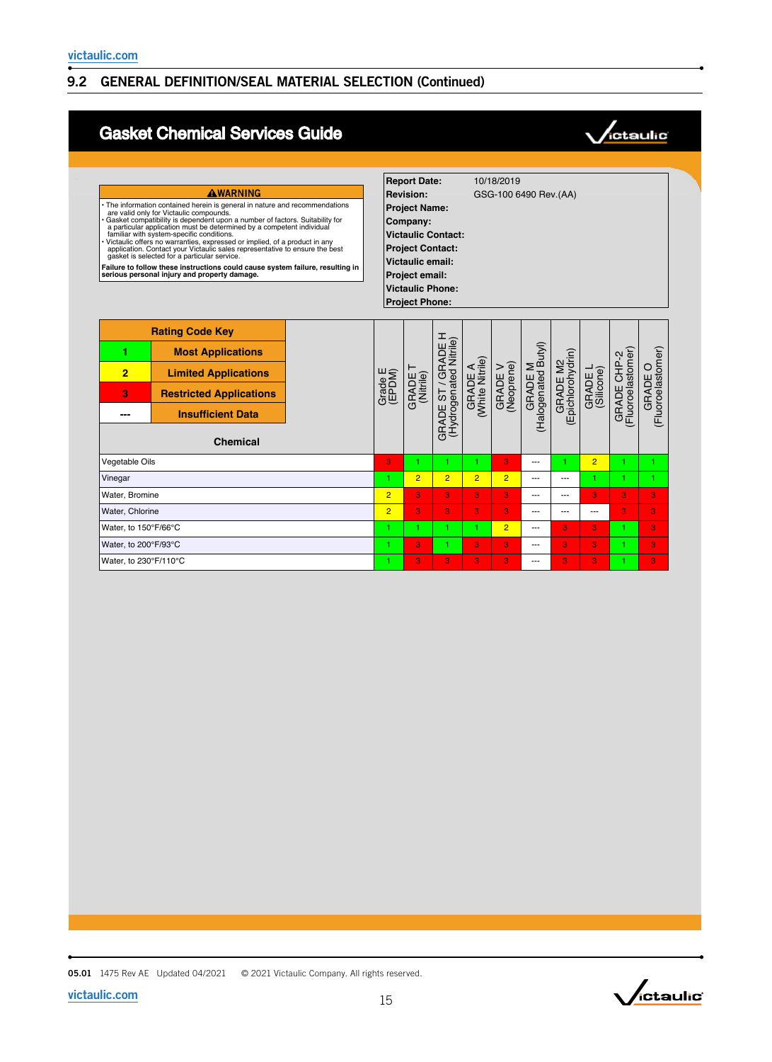## 9.2 GENERAL DEFINITION/SEAL MATERIAL SELECTION (Continued)

# Gasket Chemical Services Guide

**⚠WARNING**

- The information contained herein is general in nature and recommendations are valid only for Victaulic compounds.
- Gasket compatibility is dependent upon a number of factors. Suitability for a particular application must be determined by a competent individual familiar with system-specific conditions.
- Victaulic offers no warranties, expressed or implied, of a product in any application. Contact your Victaulic sales representative to ensure the best gasket is selected for a particular service.

**Failure to follow these instructions could cause system failure, resulting in serious personal injury and property damage.**

| | |
|---|---|
| **Report Date:** | 10/18/2019 |
| **Revision:** | GSG-100 6490 Rev.(AA) |
| **Project Name:** | |
| **Company:** | |
| **Victaulic Contact:** | |
| **Project Contact:** | |
| **Victaulic email:** | |
| **Project email:** | |
| **Victaulic Phone:** | |
| **Project Phone:** | |

**Rating Code Key**

| Code | Meaning |
|---|---|
| 1 | Most Applications |
| 2 | Limited Applications |
| 3 | Restricted Applications |
| --- | Insufficient Data |

| Chemical | Grade E (EPDM) | GRADE T (Nitrile) | GRADE ST / GRADE H (Hydrogenated Nitrile) | GRADE A (White Nitrile) | GRADE V (Neoprene) | GRADE M (Halogenated Butyl) | GRADE M2 (Epichlorohydrin) | GRADE L (Silicone) | GRADE CHP-2 (Fluoroelastomer) | GRADE O (Fluoroelastomer) |
|---|---|---|---|---|---|---|---|---|---|---|
| Vegetable Oils | 3 | 1 | 1 | 1 | 3 | --- | 1 | 2 | 1 | 1 |
| Vinegar | 1 | 2 | 2 | 2 | 2 | --- | --- | 1 | 1 | 1 |
| Water, Bromine | 2 | 3 | 3 | 3 | 3 | --- | --- | 3 | 3 | 3 |
| Water, Chlorine | 2 | 3 | 3 | 3 | 3 | --- | --- | --- | 3 | 3 |
| Water, to 150°F/66°C | 1 | 1 | 1 | 1 | 2 | --- | 3 | 3 | 1 | 3 |
| Water, to 200°F/93°C | 1 | 3 | 1 | 3 | 3 | --- | 3 | 3 | 1 | 3 |
| Water, to 230°F/110°C | 1 | 3 | 3 | 3 | 3 | --- | 3 | 3 | 1 | 3 |

**05.01** 1475 Rev AE Updated 04/2021 © 2021 Victaulic Company. All rights reserved.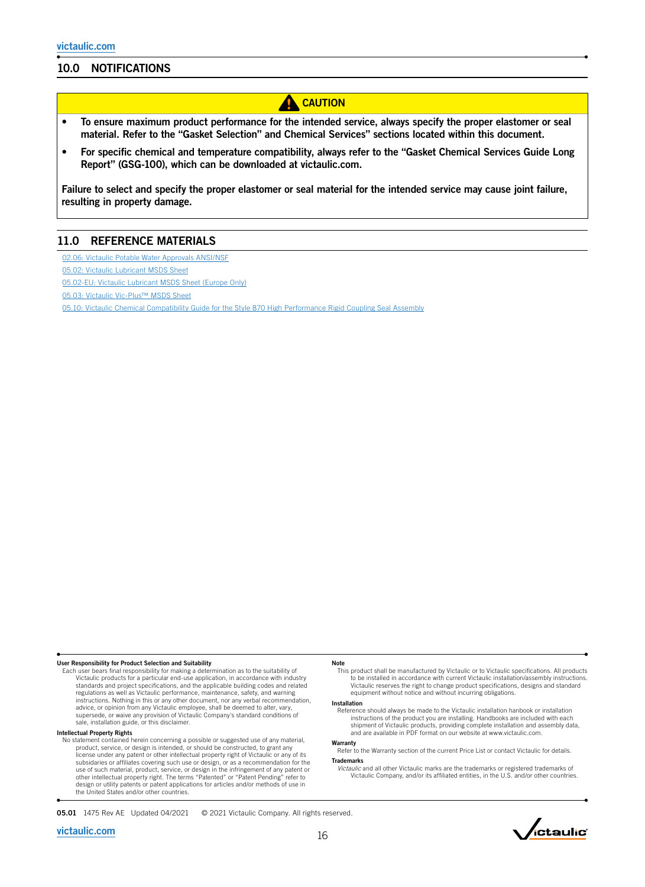## 10.0 NOTIFICATIONS

**CAUTION**

- **To ensure maximum product performance for the intended service, always specify the proper elastomer or seal material. Refer to the "Gasket Selection" and Chemical Services" sections located within this document.**
- **For specific chemical and temperature compatibility, always refer to the "Gasket Chemical Services Guide Long Report" (GSG-100), which can be downloaded at victaulic.com.**

**Failure to select and specify the proper elastomer or seal material for the intended service may cause joint failure, resulting in property damage.**

## 11.0 REFERENCE MATERIALS

02.06: Victaulic Potable Water Approvals ANSI/NSF

05.02: Victaulic Lubricant MSDS Sheet

05.02-EU: Victaulic Lubricant MSDS Sheet (Europe Only)

05.03: Victaulic Vic-Plus™ MSDS Sheet

05.10: Victaulic Chemical Compatibility Guide for the Style 870 High Performance Rigid Coupling Seal Assembly

**User Responsibility for Product Selection and Suitability**

Each user bears final responsibility for making a determination as to the suitability of Victaulic products for a particular end-use application, in accordance with industry standards and project specifications, and the applicable building codes and related regulations as well as Victaulic performance, maintenance, safety, and warning instructions. Nothing in this or any other document, nor any verbal recommendation, advice, or opinion from any Victaulic employee, shall be deemed to alter, vary, supersede, or waive any provision of Victaulic Company's standard conditions of sale, installation guide, or this disclaimer.

**Intellectual Property Rights**

No statement contained herein concerning a possible or suggested use of any material, product, service, or design is intended, or should be constructed, to grant any license under any patent or other intellectual property right of Victaulic or any of its subsidaries or affiliates covering such use or design, or as a recommendation for the use of such material, product, service, or design in the infringement of any patent or other intellectual property right. The terms "Patented" or "Patent Pending" refer to design or utility patents or patent applications for articles and/or methods of use in the United States and/or other countries.

**Note**

This product shall be manufactured by Victaulic or to Victaulic specifications. All products to be installed in accordance with current Victaulic installation/assembly instructions. Victaulic reserves the right to change product specifications, designs and standard equipment without notice and without incurring obligations.

**Installation**

Reference should always be made to the Victaulic installation hanbook or installation instructions of the product you are installing. Handbooks are included with each shipment of Victaulic products, providing complete installation and assembly data, and are available in PDF format on our website at www.victaulic.com.

**Warranty**

Refer to the Warranty section of the current Price List or contact Victaulic for details.

**Trademarks**

*Victaulic* and all other Victaulic marks are the trademarks or registered trademarks of Victaulic Company, and/or its affiliated entities, in the U.S. and/or other countries.

**05.01** 1475 Rev AE Updated 04/2021 © 2021 Victaulic Company. All rights reserved.